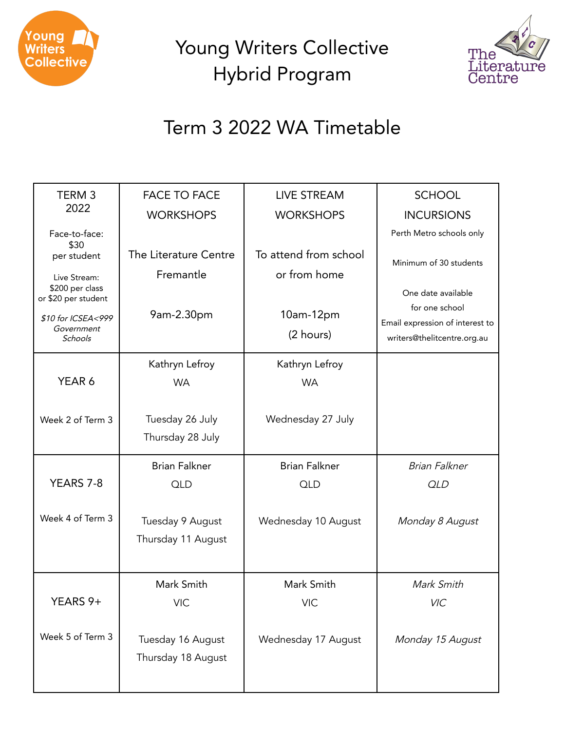Young Writers Collective

# Young Writers Collective Hybrid Program

The Literature Centre

## Term 3 2022 WA Timetable

| TERM 3 2022<br><br>Face-to-face: $30 per student<br><br>Live Stream: $200 per class or $20 per student<br><br>*$10 for ICSEA<999 Government Schools* | FACE TO FACE WORKSHOPS<br><br>The Literature Centre Fremantle<br><br>9am-2.30pm | LIVE STREAM WORKSHOPS<br><br>To attend from school or from home<br><br>10am-12pm (2 hours) | SCHOOL INCURSIONS<br>Perth Metro schools only<br><br>Minimum of 30 students<br><br>One date available for one school<br>Email expression of interest to writers@thelitcentre.org.au |
|---|---|---|---|
| YEAR 6<br><br>Week 2 of Term 3 | Kathryn Lefroy<br>WA<br><br>Tuesday 26 July<br>Thursday 28 July | Kathryn Lefroy<br>WA<br><br>Wednesday 27 July | |
| YEARS 7-8<br><br>Week 4 of Term 3 | Brian Falkner<br>QLD<br><br>Tuesday 9 August<br>Thursday 11 August | Brian Falkner<br>QLD<br><br>Wednesday 10 August | *Brian Falkner*<br>*QLD*<br><br>*Monday 8 August* |
| YEARS 9+<br><br>Week 5 of Term 3 | Mark Smith<br>VIC<br><br>Tuesday 16 August<br>Thursday 18 August | Mark Smith<br>VIC<br><br>Wednesday 17 August | *Mark Smith*<br>*VIC*<br><br>*Monday 15 August* |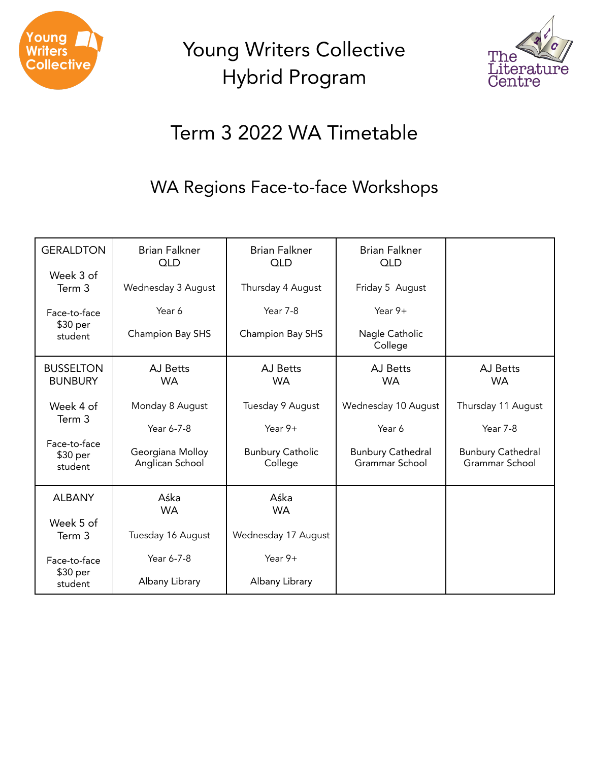# Young Writers Collective Hybrid Program

## Term 3 2022 WA Timetable

### WA Regions Face-to-face Workshops

| | | | | |
|---|---|---|---|---|
| GERALDTON<br><br>Week 3 of Term 3<br><br>Face-to-face $30 per student | Brian Falkner<br>QLD<br><br>Wednesday 3 August<br><br>Year 6<br><br>Champion Bay SHS | Brian Falkner<br>QLD<br><br>Thursday 4 August<br><br>Year 7-8<br><br>Champion Bay SHS | Brian Falkner<br>QLD<br><br>Friday 5 August<br><br>Year 9+<br><br>Nagle Catholic College | |
| BUSSELTON BUNBURY<br><br>Week 4 of Term 3<br><br>Face-to-face $30 per student | AJ Betts<br>WA<br><br>Monday 8 August<br><br>Year 6-7-8<br><br>Georgiana Molloy Anglican School | AJ Betts<br>WA<br><br>Tuesday 9 August<br><br>Year 9+<br><br>Bunbury Catholic College | AJ Betts<br>WA<br><br>Wednesday 10 August<br><br>Year 6<br><br>Bunbury Cathedral Grammar School | AJ Betts<br>WA<br><br>Thursday 11 August<br><br>Year 7-8<br><br>Bunbury Cathedral Grammar School |
| ALBANY<br><br>Week 5 of Term 3<br><br>Face-to-face $30 per student | Aśka<br>WA<br><br>Tuesday 16 August<br><br>Year 6-7-8<br><br>Albany Library | Aśka<br>WA<br><br>Wednesday 17 August<br><br>Year 9+<br><br>Albany Library | | |